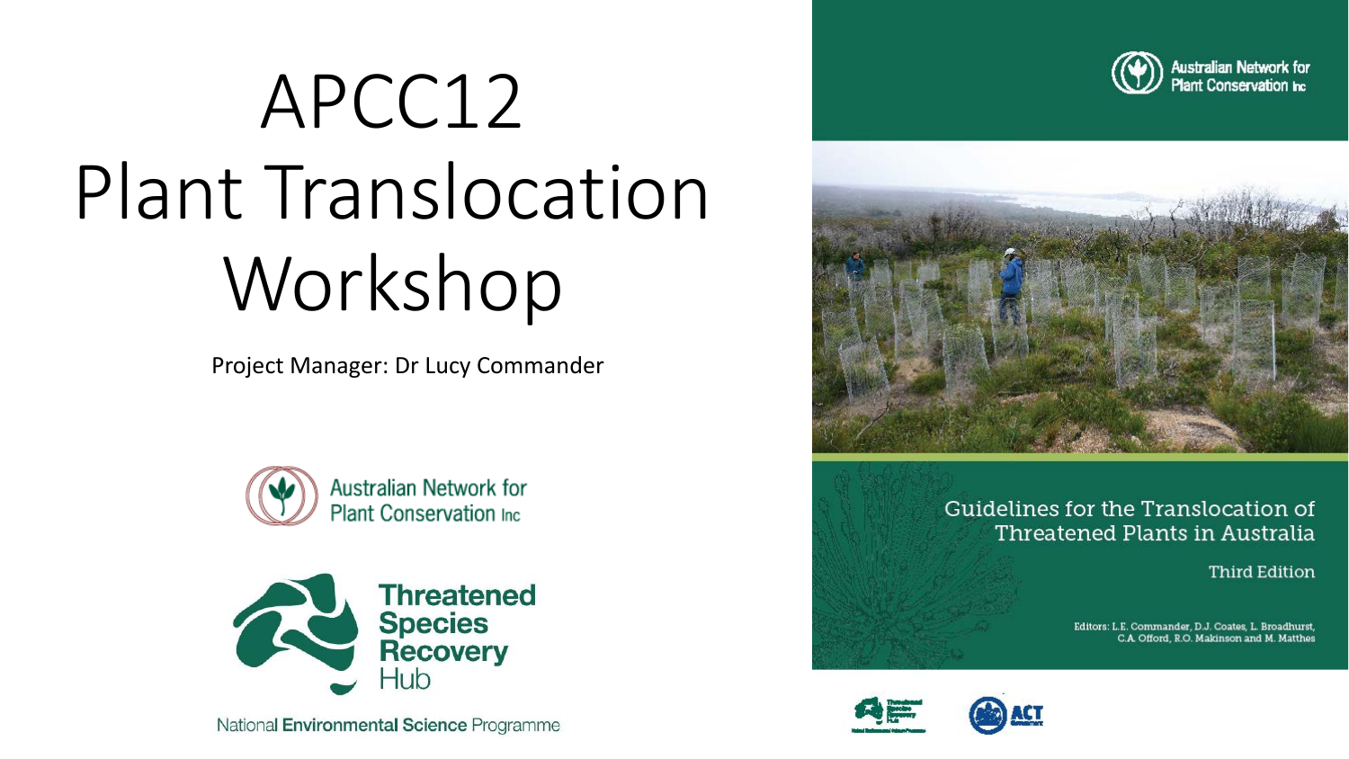# APCC12 Plant Translocation Workshop

Project Manager: Dr Lucy Commander

Australian Network for Plant Conservation Inc

Threatened Species Recovery Hub

National Environmental Science Programme

Australian Network for Plant Conservation Inc

Guidelines for the Translocation of Threatened Plants in Australia

Third Edition

Editors: L.E. Commander, D.J. Coates, L. Broadhurst, C.A. Offord, R.O. Makinson and M. Matthes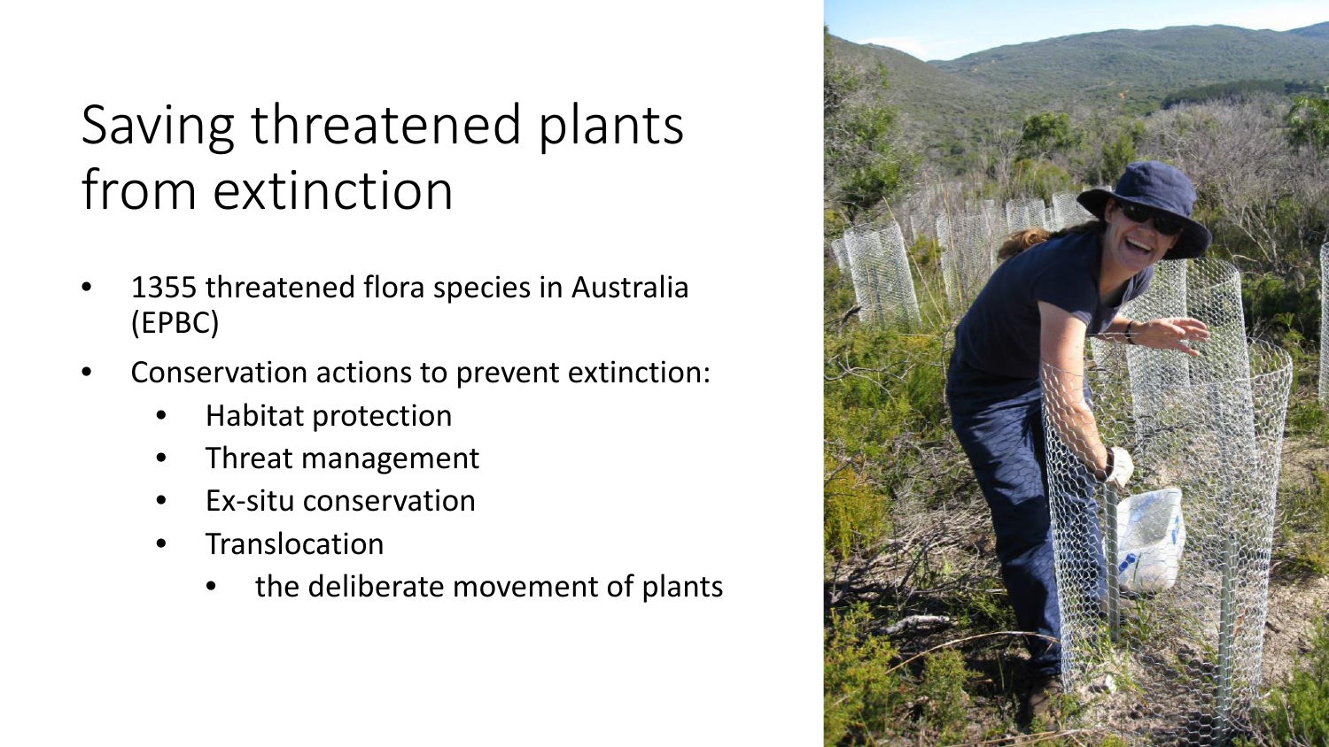# Saving threatened plants from extinction

- 1355 threatened flora species in Australia (EPBC)
- Conservation actions to prevent extinction:
  - Habitat protection
  - Threat management
  - Ex-situ conservation
  - Translocation
    - the deliberate movement of plants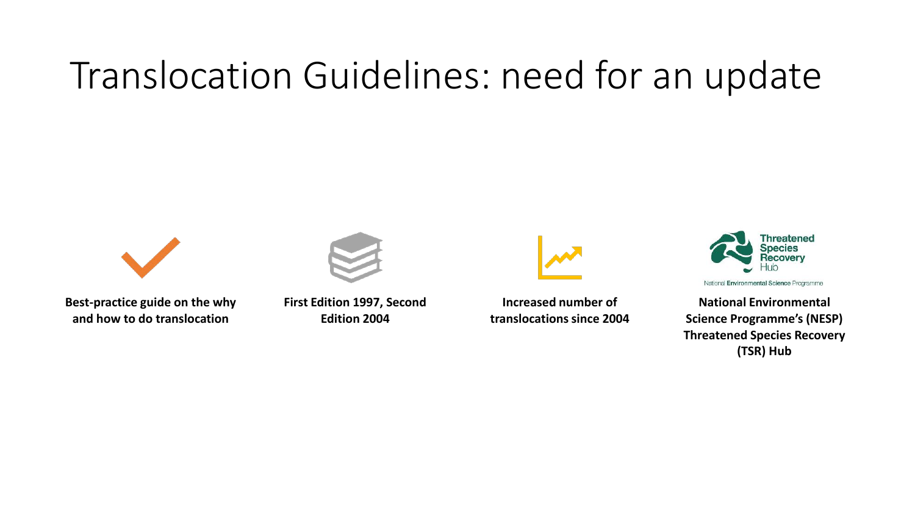# Translocation Guidelines: need for an update

**Best-practice guide on the why and how to do translocation**

**First Edition 1997, Second Edition 2004**

**Increased number of translocations since 2004**

Threatened Species Recovery Hub

National Environmental Science Programme

**National Environmental Science Programme's (NESP) Threatened Species Recovery (TSR) Hub**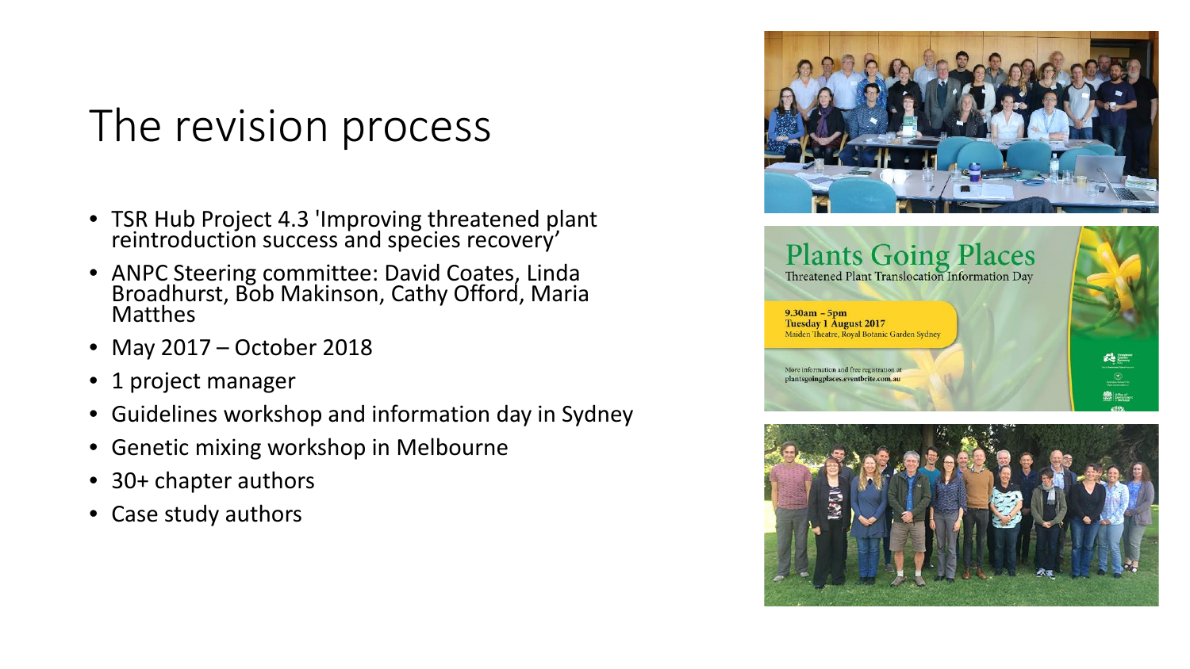# The revision process

- TSR Hub Project 4.3 'Improving threatened plant reintroduction success and species recovery'
- ANPC Steering committee: David Coates, Linda Broadhurst, Bob Makinson, Cathy Offord, Maria Matthes
- May 2017 – October 2018
- 1 project manager
- Guidelines workshop and information day in Sydney
- Genetic mixing workshop in Melbourne
- 30+ chapter authors
- Case study authors

**Plants Going Places**

Threatened Plant Translocation Information Day

9.30am – 5pm
Tuesday 1 August 2017
Maiden Theatre, Royal Botanic Garden Sydney

More information and free registration at
plantsgoingplaces.eventbrite.com.au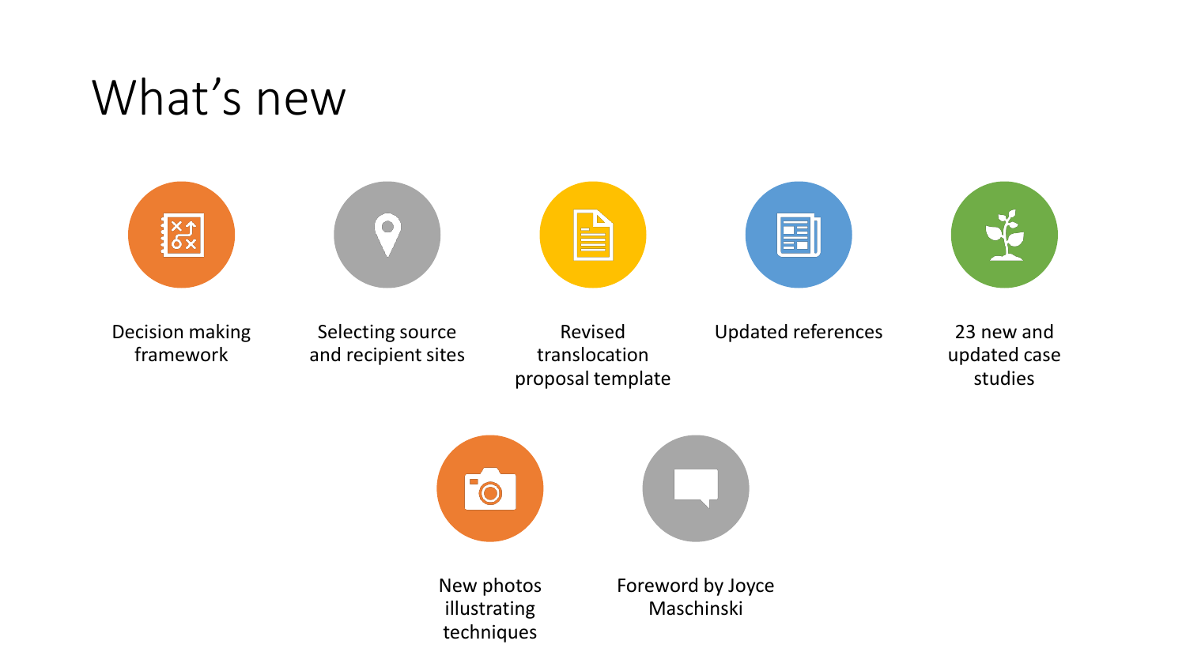# What's new

- Decision making framework
- Selecting source and recipient sites
- Revised translocation proposal template
- Updated references
- 23 new and updated case studies
- New photos illustrating techniques
- Foreword by Joyce Maschinski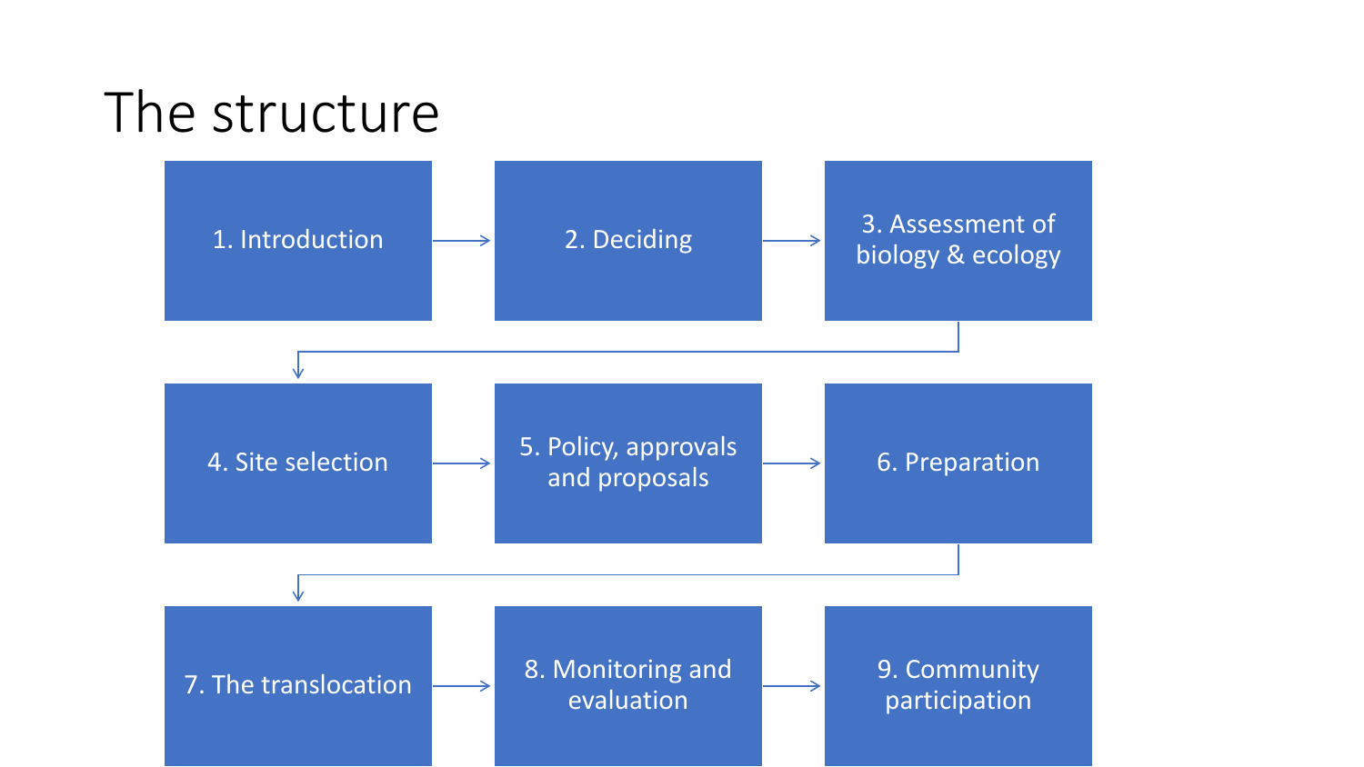# The structure

1. Introduction → 2. Deciding → 3. Assessment of biology & ecology → 4. Site selection → 5. Policy, approvals and proposals → 6. Preparation → 7. The translocation → 8. Monitoring and evaluation → 9. Community participation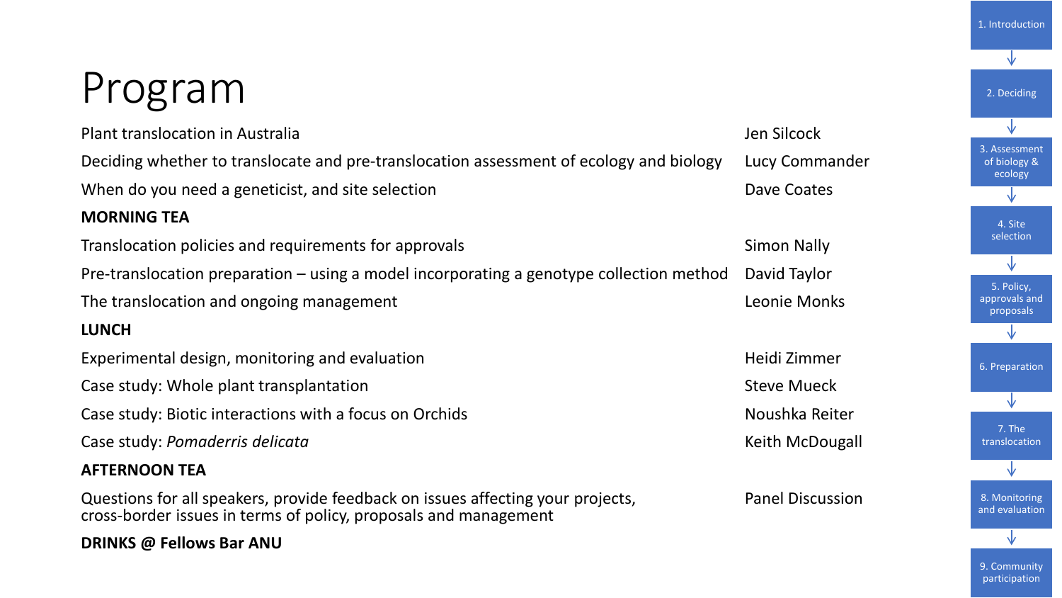# Program

| | |
|---|---|
| Plant translocation in Australia | Jen Silcock |
| Deciding whether to translocate and pre-translocation assessment of ecology and biology | Lucy Commander |
| When do you need a geneticist, and site selection | Dave Coates |
| **MORNING TEA** | |
| Translocation policies and requirements for approvals | Simon Nally |
| Pre-translocation preparation – using a model incorporating a genotype collection method | David Taylor |
| The translocation and ongoing management | Leonie Monks |
| **LUNCH** | |
| Experimental design, monitoring and evaluation | Heidi Zimmer |
| Case study: Whole plant transplantation | Steve Mueck |
| Case study: Biotic interactions with a focus on Orchids | Noushka Reiter |
| Case study: *Pomaderris delicata* | Keith McDougall |
| **AFTERNOON TEA** | |
| Questions for all speakers, provide feedback on issues affecting your projects, cross-border issues in terms of policy, proposals and management | Panel Discussion |
| **DRINKS @ Fellows Bar ANU** | |

1. Introduction
2. Deciding
3. Assessment of biology & ecology
4. Site selection
5. Policy, approvals and proposals
6. Preparation
7. The translocation
8. Monitoring and evaluation
9. Community participation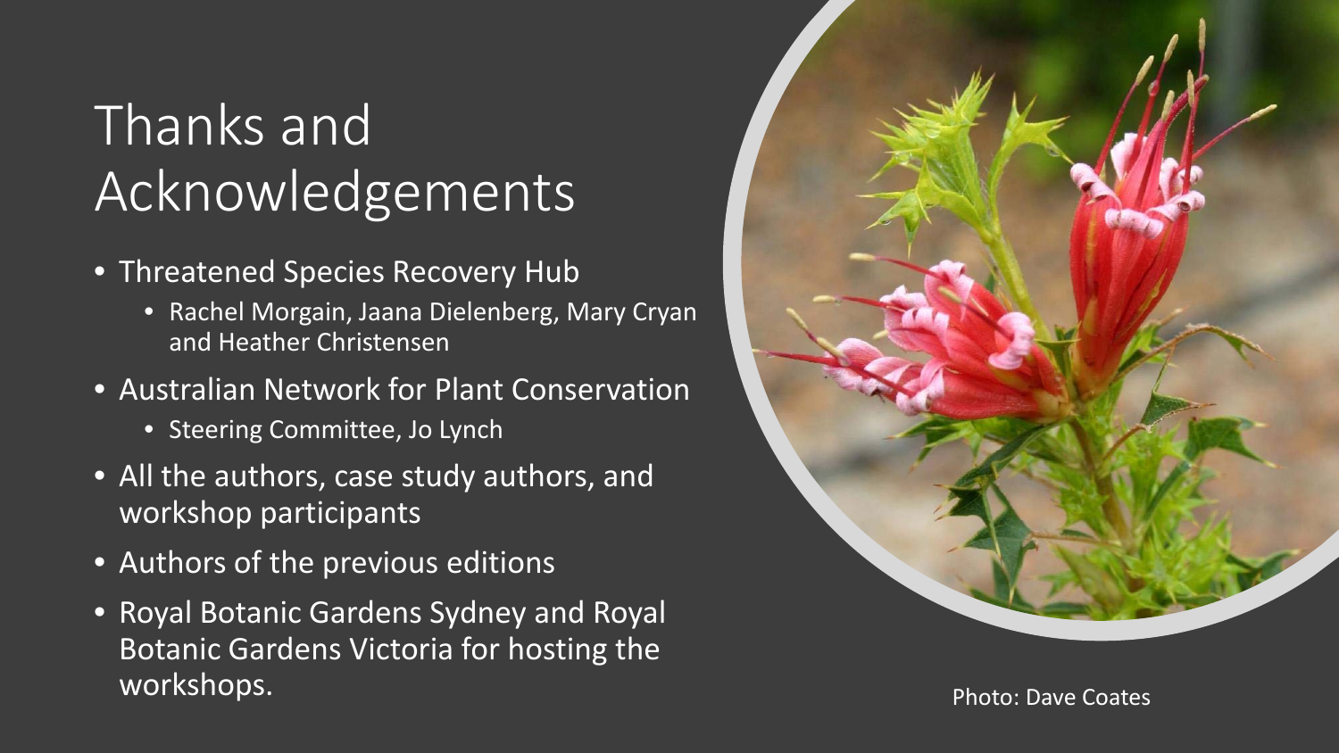# Thanks and Acknowledgements

- Threatened Species Recovery Hub
  - Rachel Morgain, Jaana Dielenberg, Mary Cryan and Heather Christensen
- Australian Network for Plant Conservation
  - Steering Committee, Jo Lynch
- All the authors, case study authors, and workshop participants
- Authors of the previous editions
- Royal Botanic Gardens Sydney and Royal Botanic Gardens Victoria for hosting the workshops.

Photo: Dave Coates